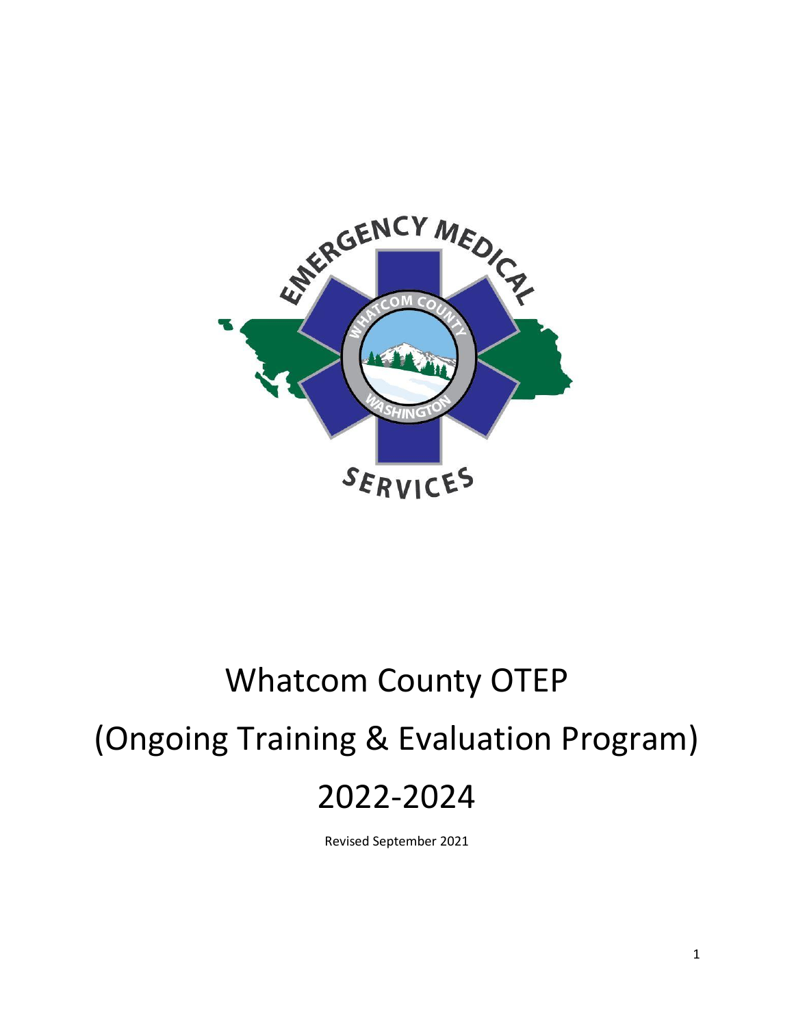# Whatcom County OTEP

# (Ongoing Training & Evaluation Program)

# 2022-2024

Revised September 2021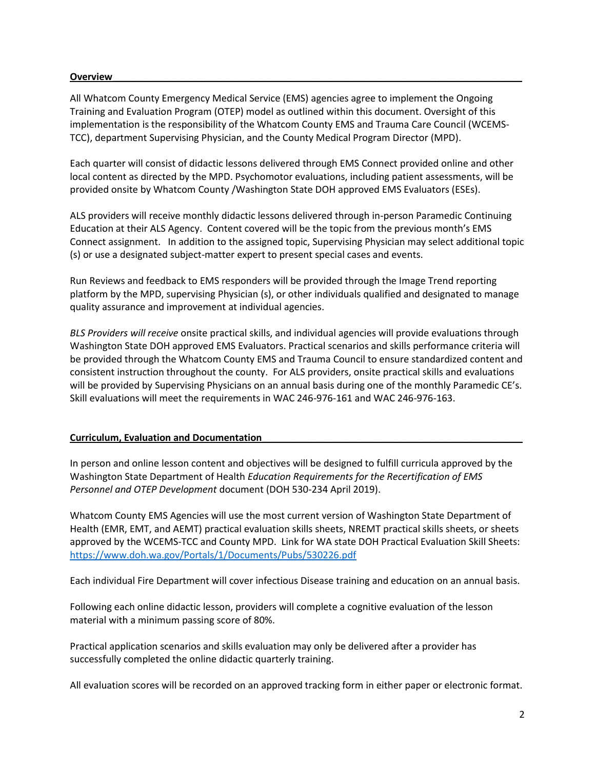**Overview**

All Whatcom County Emergency Medical Service (EMS) agencies agree to implement the Ongoing Training and Evaluation Program (OTEP) model as outlined within this document. Oversight of this implementation is the responsibility of the Whatcom County EMS and Trauma Care Council (WCEMS-TCC), department Supervising Physician, and the County Medical Program Director (MPD).

Each quarter will consist of didactic lessons delivered through EMS Connect provided online and other local content as directed by the MPD. Psychomotor evaluations, including patient assessments, will be provided onsite by Whatcom County /Washington State DOH approved EMS Evaluators (ESEs).

ALS providers will receive monthly didactic lessons delivered through in-person Paramedic Continuing Education at their ALS Agency. Content covered will be the topic from the previous month's EMS Connect assignment. In addition to the assigned topic, Supervising Physician may select additional topic (s) or use a designated subject-matter expert to present special cases and events.

Run Reviews and feedback to EMS responders will be provided through the Image Trend reporting platform by the MPD, supervising Physician (s), or other individuals qualified and designated to manage quality assurance and improvement at individual agencies.

*BLS Providers will receive* onsite practical skills, and individual agencies will provide evaluations through Washington State DOH approved EMS Evaluators. Practical scenarios and skills performance criteria will be provided through the Whatcom County EMS and Trauma Council to ensure standardized content and consistent instruction throughout the county. For ALS providers, onsite practical skills and evaluations will be provided by Supervising Physicians on an annual basis during one of the monthly Paramedic CE's. Skill evaluations will meet the requirements in WAC 246-976-161 and WAC 246-976-163.

**Curriculum, Evaluation and Documentation**

In person and online lesson content and objectives will be designed to fulfill curricula approved by the Washington State Department of Health *Education Requirements for the Recertification of EMS Personnel and OTEP Development* document (DOH 530-234 April 2019).

Whatcom County EMS Agencies will use the most current version of Washington State Department of Health (EMR, EMT, and AEMT) practical evaluation skills sheets, NREMT practical skills sheets, or sheets approved by the WCEMS-TCC and County MPD. Link for WA state DOH Practical Evaluation Skill Sheets: https://www.doh.wa.gov/Portals/1/Documents/Pubs/530226.pdf

Each individual Fire Department will cover infectious Disease training and education on an annual basis.

Following each online didactic lesson, providers will complete a cognitive evaluation of the lesson material with a minimum passing score of 80%.

Practical application scenarios and skills evaluation may only be delivered after a provider has successfully completed the online didactic quarterly training.

All evaluation scores will be recorded on an approved tracking form in either paper or electronic format.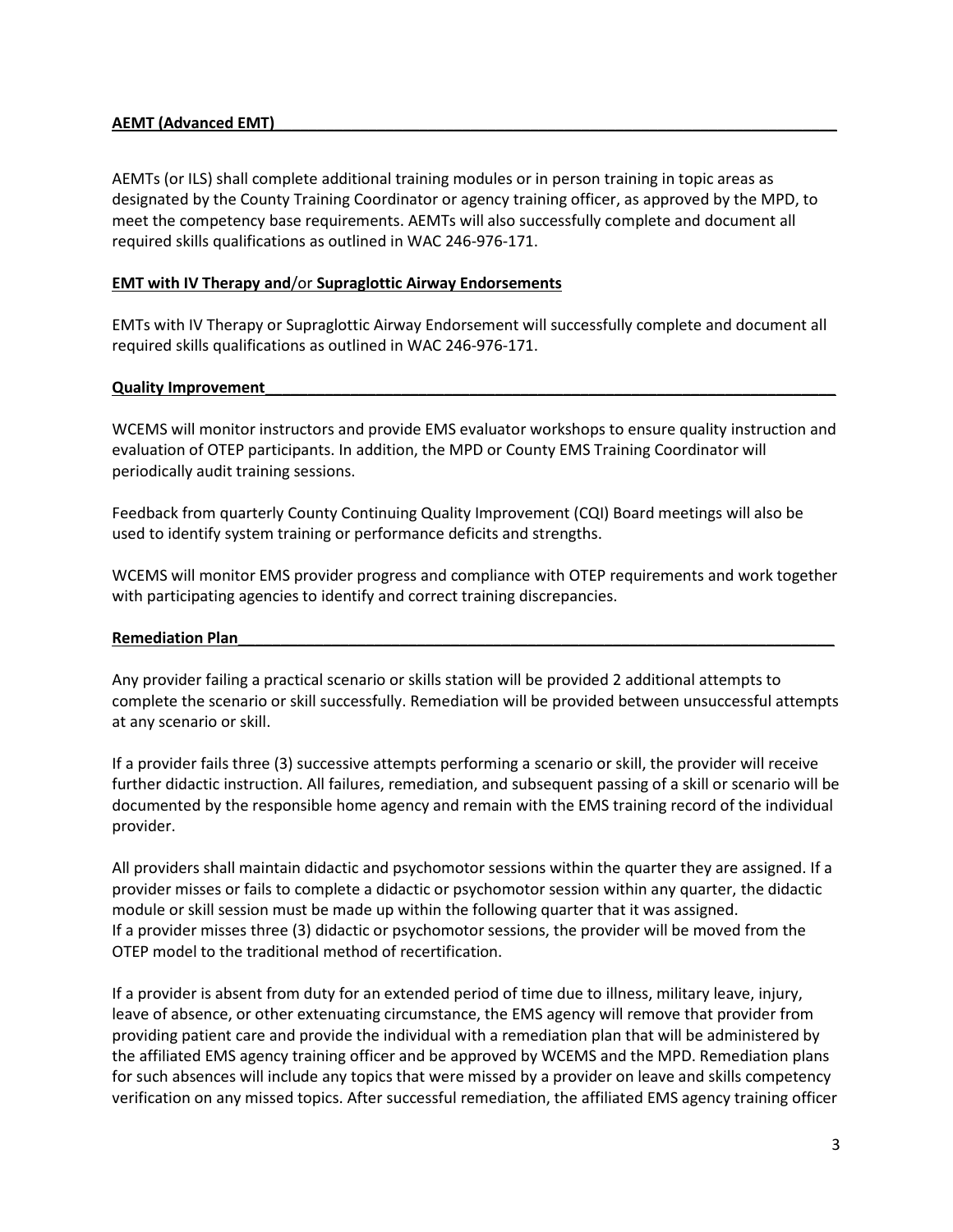**AEMT (Advanced EMT)**

AEMTs (or ILS) shall complete additional training modules or in person training in topic areas as designated by the County Training Coordinator or agency training officer, as approved by the MPD, to meet the competency base requirements. AEMTs will also successfully complete and document all required skills qualifications as outlined in WAC 246-976-171.

**EMT with IV Therapy and/or Supraglottic Airway Endorsements**

EMTs with IV Therapy or Supraglottic Airway Endorsement will successfully complete and document all required skills qualifications as outlined in WAC 246-976-171.

**Quality Improvement**

WCEMS will monitor instructors and provide EMS evaluator workshops to ensure quality instruction and evaluation of OTEP participants. In addition, the MPD or County EMS Training Coordinator will periodically audit training sessions.

Feedback from quarterly County Continuing Quality Improvement (CQI) Board meetings will also be used to identify system training or performance deficits and strengths.

WCEMS will monitor EMS provider progress and compliance with OTEP requirements and work together with participating agencies to identify and correct training discrepancies.

**Remediation Plan**

Any provider failing a practical scenario or skills station will be provided 2 additional attempts to complete the scenario or skill successfully. Remediation will be provided between unsuccessful attempts at any scenario or skill.

If a provider fails three (3) successive attempts performing a scenario or skill, the provider will receive further didactic instruction. All failures, remediation, and subsequent passing of a skill or scenario will be documented by the responsible home agency and remain with the EMS training record of the individual provider.

All providers shall maintain didactic and psychomotor sessions within the quarter they are assigned. If a provider misses or fails to complete a didactic or psychomotor session within any quarter, the didactic module or skill session must be made up within the following quarter that it was assigned.
If a provider misses three (3) didactic or psychomotor sessions, the provider will be moved from the OTEP model to the traditional method of recertification.

If a provider is absent from duty for an extended period of time due to illness, military leave, injury, leave of absence, or other extenuating circumstance, the EMS agency will remove that provider from providing patient care and provide the individual with a remediation plan that will be administered by the affiliated EMS agency training officer and be approved by WCEMS and the MPD. Remediation plans for such absences will include any topics that were missed by a provider on leave and skills competency verification on any missed topics. After successful remediation, the affiliated EMS agency training officer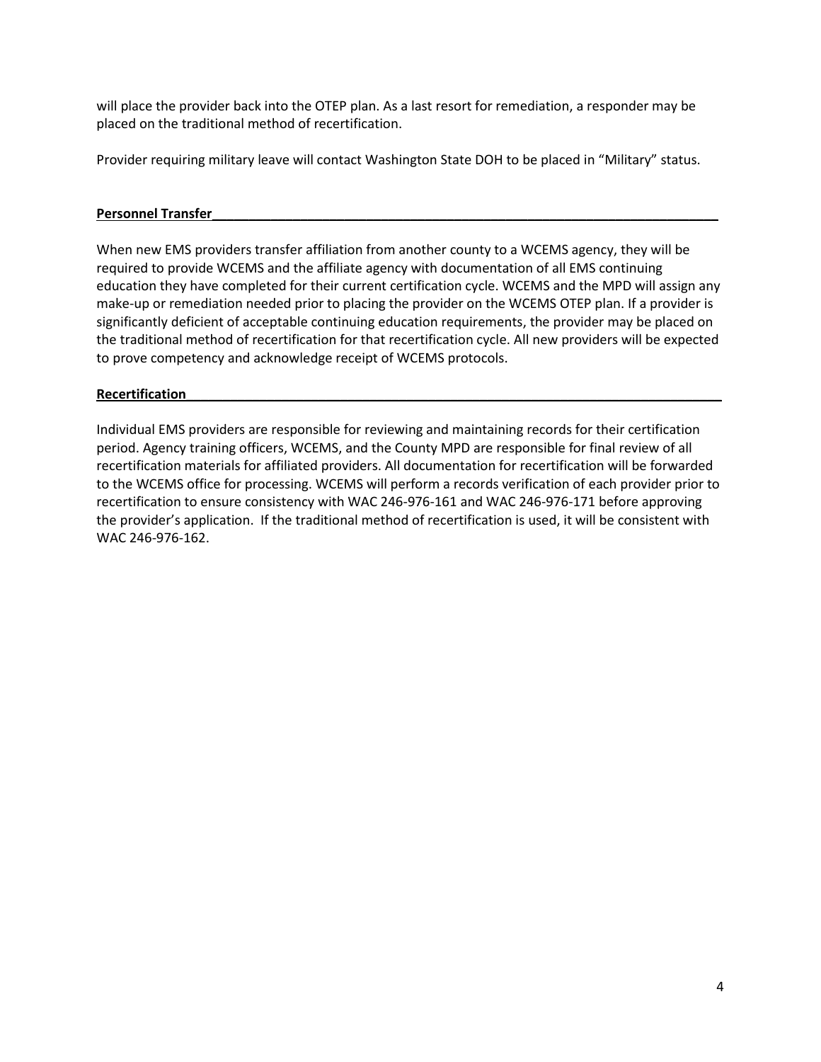will place the provider back into the OTEP plan. As a last resort for remediation, a responder may be placed on the traditional method of recertification.

Provider requiring military leave will contact Washington State DOH to be placed in "Military" status.

## Personnel Transfer

When new EMS providers transfer affiliation from another county to a WCEMS agency, they will be required to provide WCEMS and the affiliate agency with documentation of all EMS continuing education they have completed for their current certification cycle. WCEMS and the MPD will assign any make-up or remediation needed prior to placing the provider on the WCEMS OTEP plan. If a provider is significantly deficient of acceptable continuing education requirements, the provider may be placed on the traditional method of recertification for that recertification cycle. All new providers will be expected to prove competency and acknowledge receipt of WCEMS protocols.

## Recertification

Individual EMS providers are responsible for reviewing and maintaining records for their certification period. Agency training officers, WCEMS, and the County MPD are responsible for final review of all recertification materials for affiliated providers. All documentation for recertification will be forwarded to the WCEMS office for processing. WCEMS will perform a records verification of each provider prior to recertification to ensure consistency with WAC 246-976-161 and WAC 246-976-171 before approving the provider's application. If the traditional method of recertification is used, it will be consistent with WAC 246-976-162.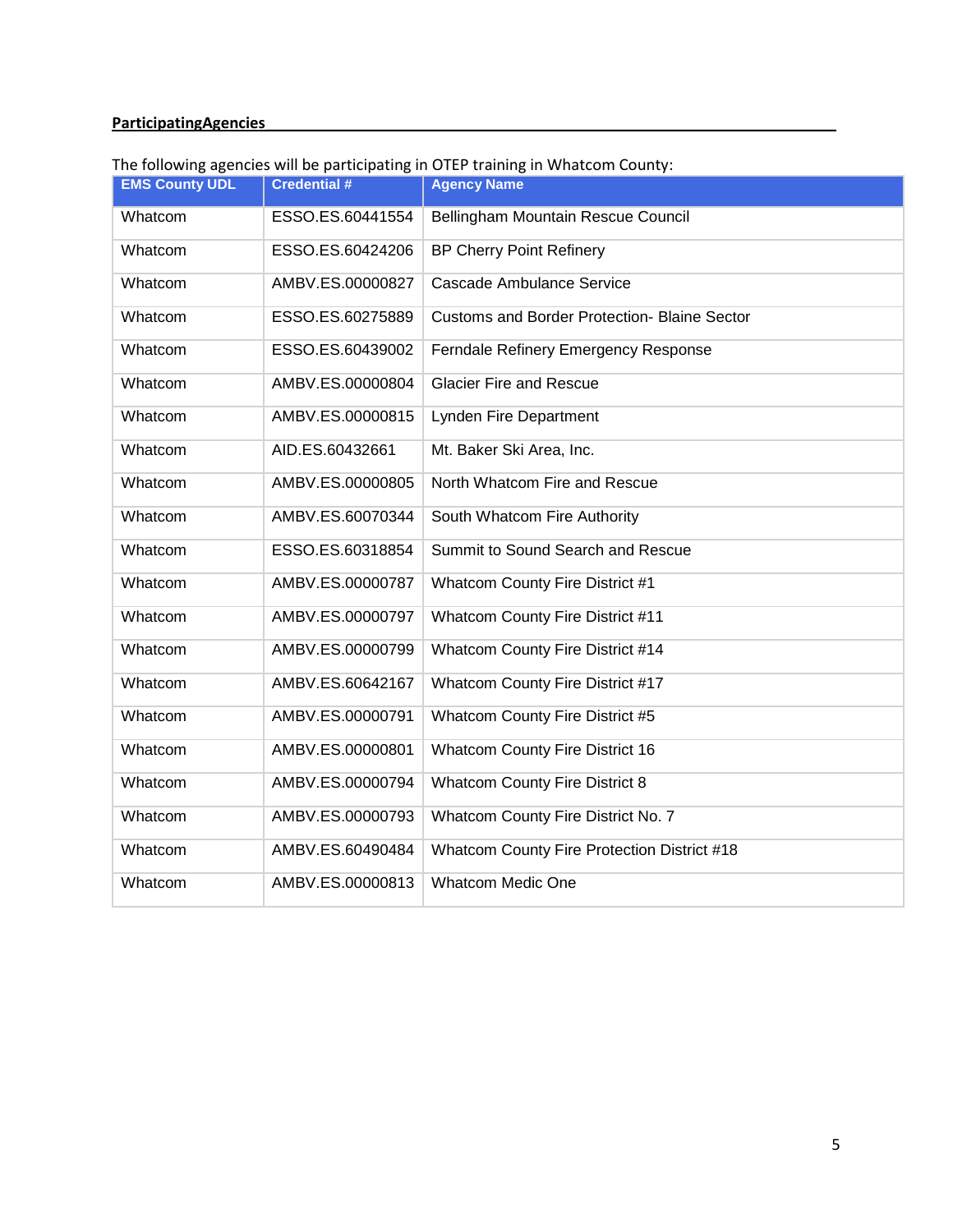**ParticipatingAgencies**

The following agencies will be participating in OTEP training in Whatcom County:

| EMS County UDL | Credential # | Agency Name |
| --- | --- | --- |
| Whatcom | ESSO.ES.60441554 | Bellingham Mountain Rescue Council |
| Whatcom | ESSO.ES.60424206 | BP Cherry Point Refinery |
| Whatcom | AMBV.ES.00000827 | Cascade Ambulance Service |
| Whatcom | ESSO.ES.60275889 | Customs and Border Protection- Blaine Sector |
| Whatcom | ESSO.ES.60439002 | Ferndale Refinery Emergency Response |
| Whatcom | AMBV.ES.00000804 | Glacier Fire and Rescue |
| Whatcom | AMBV.ES.00000815 | Lynden Fire Department |
| Whatcom | AID.ES.60432661 | Mt. Baker Ski Area, Inc. |
| Whatcom | AMBV.ES.00000805 | North Whatcom Fire and Rescue |
| Whatcom | AMBV.ES.60070344 | South Whatcom Fire Authority |
| Whatcom | ESSO.ES.60318854 | Summit to Sound Search and Rescue |
| Whatcom | AMBV.ES.00000787 | Whatcom County Fire District #1 |
| Whatcom | AMBV.ES.00000797 | Whatcom County Fire District #11 |
| Whatcom | AMBV.ES.00000799 | Whatcom County Fire District #14 |
| Whatcom | AMBV.ES.60642167 | Whatcom County Fire District #17 |
| Whatcom | AMBV.ES.00000791 | Whatcom County Fire District #5 |
| Whatcom | AMBV.ES.00000801 | Whatcom County Fire District 16 |
| Whatcom | AMBV.ES.00000794 | Whatcom County Fire District 8 |
| Whatcom | AMBV.ES.00000793 | Whatcom County Fire District No. 7 |
| Whatcom | AMBV.ES.60490484 | Whatcom County Fire Protection District #18 |
| Whatcom | AMBV.ES.00000813 | Whatcom Medic One |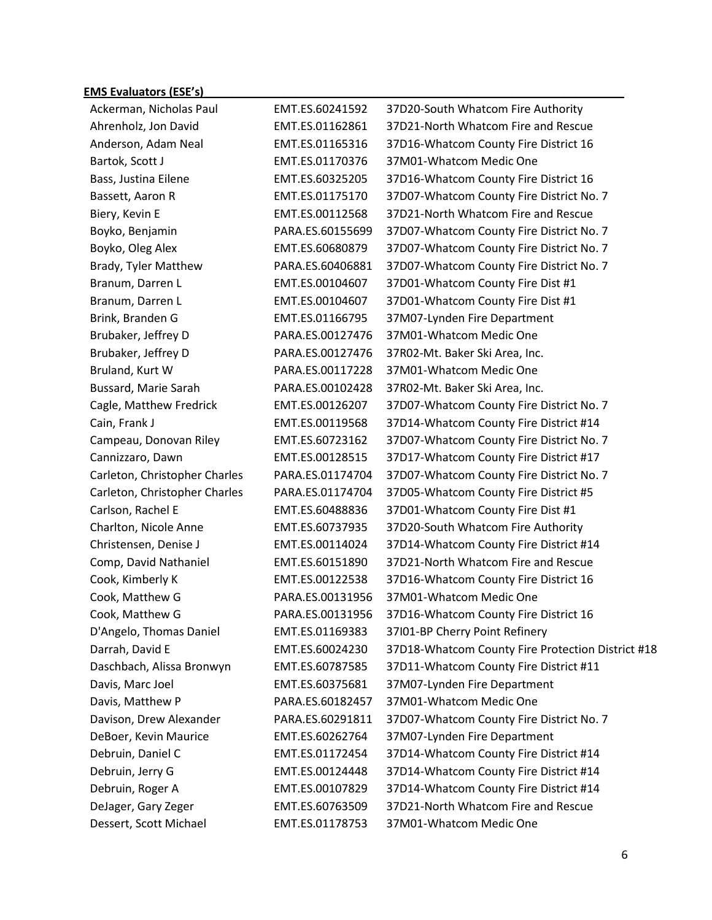**EMS Evaluators (ESE's)**

| | | |
|---|---|---|
| Ackerman, Nicholas Paul | EMT.ES.60241592 | 37D20-South Whatcom Fire Authority |
| Ahrenholz, Jon David | EMT.ES.01162861 | 37D21-North Whatcom Fire and Rescue |
| Anderson, Adam Neal | EMT.ES.01165316 | 37D16-Whatcom County Fire District 16 |
| Bartok, Scott J | EMT.ES.01170376 | 37M01-Whatcom Medic One |
| Bass, Justina Eilene | EMT.ES.60325205 | 37D16-Whatcom County Fire District 16 |
| Bassett, Aaron R | EMT.ES.01175170 | 37D07-Whatcom County Fire District No. 7 |
| Biery, Kevin E | EMT.ES.00112568 | 37D21-North Whatcom Fire and Rescue |
| Boyko, Benjamin | PARA.ES.60155699 | 37D07-Whatcom County Fire District No. 7 |
| Boyko, Oleg Alex | EMT.ES.60680879 | 37D07-Whatcom County Fire District No. 7 |
| Brady, Tyler Matthew | PARA.ES.60406881 | 37D07-Whatcom County Fire District No. 7 |
| Branum, Darren L | EMT.ES.00104607 | 37D01-Whatcom County Fire Dist #1 |
| Branum, Darren L | EMT.ES.00104607 | 37D01-Whatcom County Fire Dist #1 |
| Brink, Branden G | EMT.ES.01166795 | 37M07-Lynden Fire Department |
| Brubaker, Jeffrey D | PARA.ES.00127476 | 37M01-Whatcom Medic One |
| Brubaker, Jeffrey D | PARA.ES.00127476 | 37R02-Mt. Baker Ski Area, Inc. |
| Bruland, Kurt W | PARA.ES.00117228 | 37M01-Whatcom Medic One |
| Bussard, Marie Sarah | PARA.ES.00102428 | 37R02-Mt. Baker Ski Area, Inc. |
| Cagle, Matthew Fredrick | EMT.ES.00126207 | 37D07-Whatcom County Fire District No. 7 |
| Cain, Frank J | EMT.ES.00119568 | 37D14-Whatcom County Fire District #14 |
| Campeau, Donovan Riley | EMT.ES.60723162 | 37D07-Whatcom County Fire District No. 7 |
| Cannizzaro, Dawn | EMT.ES.00128515 | 37D17-Whatcom County Fire District #17 |
| Carleton, Christopher Charles | PARA.ES.01174704 | 37D07-Whatcom County Fire District No. 7 |
| Carleton, Christopher Charles | PARA.ES.01174704 | 37D05-Whatcom County Fire District #5 |
| Carlson, Rachel E | EMT.ES.60488836 | 37D01-Whatcom County Fire Dist #1 |
| Charlton, Nicole Anne | EMT.ES.60737935 | 37D20-South Whatcom Fire Authority |
| Christensen, Denise J | EMT.ES.00114024 | 37D14-Whatcom County Fire District #14 |
| Comp, David Nathaniel | EMT.ES.60151890 | 37D21-North Whatcom Fire and Rescue |
| Cook, Kimberly K | EMT.ES.00122538 | 37D16-Whatcom County Fire District 16 |
| Cook, Matthew G | PARA.ES.00131956 | 37M01-Whatcom Medic One |
| Cook, Matthew G | PARA.ES.00131956 | 37D16-Whatcom County Fire District 16 |
| D'Angelo, Thomas Daniel | EMT.ES.01169383 | 37I01-BP Cherry Point Refinery |
| Darrah, David E | EMT.ES.60024230 | 37D18-Whatcom County Fire Protection District #18 |
| Daschbach, Alissa Bronwyn | EMT.ES.60787585 | 37D11-Whatcom County Fire District #11 |
| Davis, Marc Joel | EMT.ES.60375681 | 37M07-Lynden Fire Department |
| Davis, Matthew P | PARA.ES.60182457 | 37M01-Whatcom Medic One |
| Davison, Drew Alexander | PARA.ES.60291811 | 37D07-Whatcom County Fire District No. 7 |
| DeBoer, Kevin Maurice | EMT.ES.60262764 | 37M07-Lynden Fire Department |
| Debruin, Daniel C | EMT.ES.01172454 | 37D14-Whatcom County Fire District #14 |
| Debruin, Jerry G | EMT.ES.00124448 | 37D14-Whatcom County Fire District #14 |
| Debruin, Roger A | EMT.ES.00107829 | 37D14-Whatcom County Fire District #14 |
| DeJager, Gary Zeger | EMT.ES.60763509 | 37D21-North Whatcom Fire and Rescue |
| Dessert, Scott Michael | EMT.ES.01178753 | 37M01-Whatcom Medic One |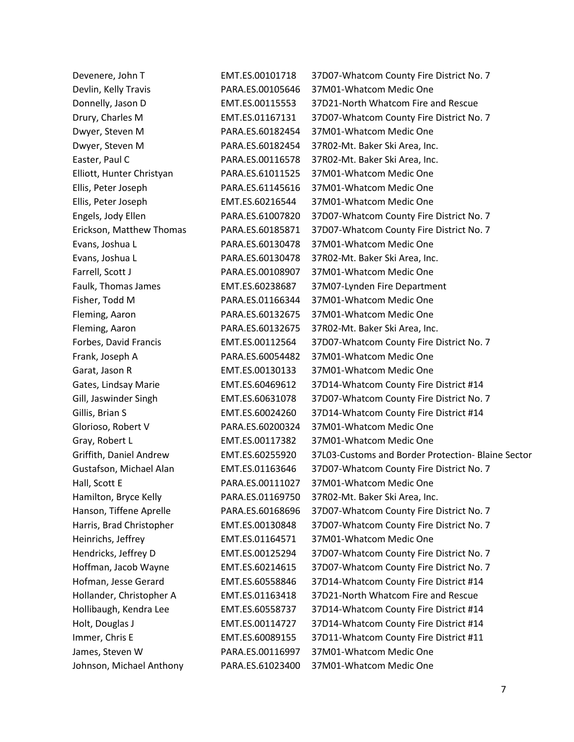| | | |
|---|---|---|
| Devenere, John T | EMT.ES.00101718 | 37D07-Whatcom County Fire District No. 7 |
| Devlin, Kelly Travis | PARA.ES.00105646 | 37M01-Whatcom Medic One |
| Donnelly, Jason D | EMT.ES.00115553 | 37D21-North Whatcom Fire and Rescue |
| Drury, Charles M | EMT.ES.01167131 | 37D07-Whatcom County Fire District No. 7 |
| Dwyer, Steven M | PARA.ES.60182454 | 37M01-Whatcom Medic One |
| Dwyer, Steven M | PARA.ES.60182454 | 37R02-Mt. Baker Ski Area, Inc. |
| Easter, Paul C | PARA.ES.00116578 | 37R02-Mt. Baker Ski Area, Inc. |
| Elliott, Hunter Christyan | PARA.ES.61011525 | 37M01-Whatcom Medic One |
| Ellis, Peter Joseph | PARA.ES.61145616 | 37M01-Whatcom Medic One |
| Ellis, Peter Joseph | EMT.ES.60216544 | 37M01-Whatcom Medic One |
| Engels, Jody Ellen | PARA.ES.61007820 | 37D07-Whatcom County Fire District No. 7 |
| Erickson, Matthew Thomas | PARA.ES.60185871 | 37D07-Whatcom County Fire District No. 7 |
| Evans, Joshua L | PARA.ES.60130478 | 37M01-Whatcom Medic One |
| Evans, Joshua L | PARA.ES.60130478 | 37R02-Mt. Baker Ski Area, Inc. |
| Farrell, Scott J | PARA.ES.00108907 | 37M01-Whatcom Medic One |
| Faulk, Thomas James | EMT.ES.60238687 | 37M07-Lynden Fire Department |
| Fisher, Todd M | PARA.ES.01166344 | 37M01-Whatcom Medic One |
| Fleming, Aaron | PARA.ES.60132675 | 37M01-Whatcom Medic One |
| Fleming, Aaron | PARA.ES.60132675 | 37R02-Mt. Baker Ski Area, Inc. |
| Forbes, David Francis | EMT.ES.00112564 | 37D07-Whatcom County Fire District No. 7 |
| Frank, Joseph A | PARA.ES.60054482 | 37M01-Whatcom Medic One |
| Garat, Jason R | EMT.ES.00130133 | 37M01-Whatcom Medic One |
| Gates, Lindsay Marie | EMT.ES.60469612 | 37D14-Whatcom County Fire District #14 |
| Gill, Jaswinder Singh | EMT.ES.60631078 | 37D07-Whatcom County Fire District No. 7 |
| Gillis, Brian S | EMT.ES.60024260 | 37D14-Whatcom County Fire District #14 |
| Glorioso, Robert V | PARA.ES.60200324 | 37M01-Whatcom Medic One |
| Gray, Robert L | EMT.ES.00117382 | 37M01-Whatcom Medic One |
| Griffith, Daniel Andrew | EMT.ES.60255920 | 37L03-Customs and Border Protection- Blaine Sector |
| Gustafson, Michael Alan | EMT.ES.01163646 | 37D07-Whatcom County Fire District No. 7 |
| Hall, Scott E | PARA.ES.00111027 | 37M01-Whatcom Medic One |
| Hamilton, Bryce Kelly | PARA.ES.01169750 | 37R02-Mt. Baker Ski Area, Inc. |
| Hanson, Tiffene Aprelle | PARA.ES.60168696 | 37D07-Whatcom County Fire District No. 7 |
| Harris, Brad Christopher | EMT.ES.00130848 | 37D07-Whatcom County Fire District No. 7 |
| Heinrichs, Jeffrey | EMT.ES.01164571 | 37M01-Whatcom Medic One |
| Hendricks, Jeffrey D | EMT.ES.00125294 | 37D07-Whatcom County Fire District No. 7 |
| Hoffman, Jacob Wayne | EMT.ES.60214615 | 37D07-Whatcom County Fire District No. 7 |
| Hofman, Jesse Gerard | EMT.ES.60558846 | 37D14-Whatcom County Fire District #14 |
| Hollander, Christopher A | EMT.ES.01163418 | 37D21-North Whatcom Fire and Rescue |
| Hollibaugh, Kendra Lee | EMT.ES.60558737 | 37D14-Whatcom County Fire District #14 |
| Holt, Douglas J | EMT.ES.00114727 | 37D14-Whatcom County Fire District #14 |
| Immer, Chris E | EMT.ES.60089155 | 37D11-Whatcom County Fire District #11 |
| James, Steven W | PARA.ES.00116997 | 37M01-Whatcom Medic One |
| Johnson, Michael Anthony | PARA.ES.61023400 | 37M01-Whatcom Medic One |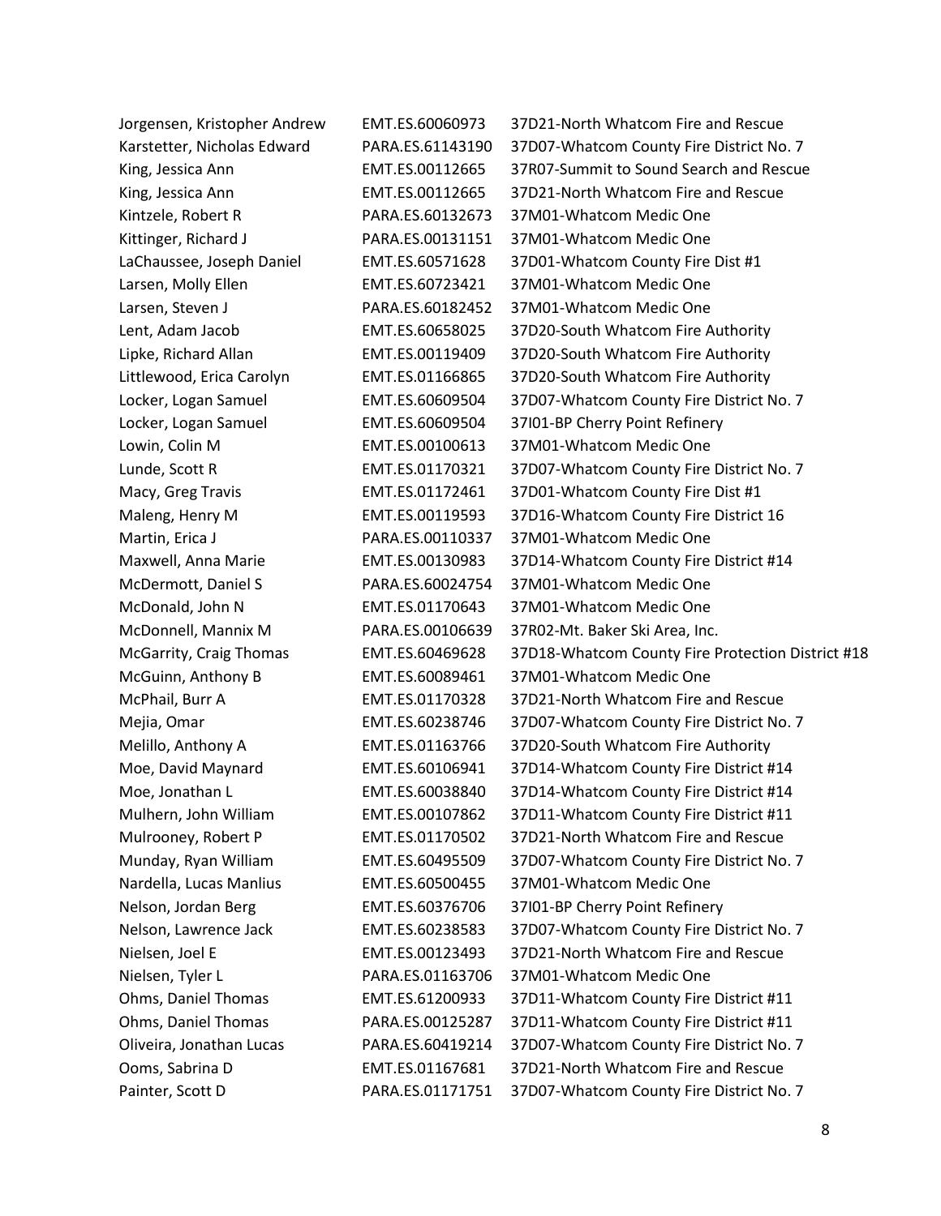| | | |
|---|---|---|
| Jorgensen, Kristopher Andrew | EMT.ES.60060973 | 37D21-North Whatcom Fire and Rescue |
| Karstetter, Nicholas Edward | PARA.ES.61143190 | 37D07-Whatcom County Fire District No. 7 |
| King, Jessica Ann | EMT.ES.00112665 | 37R07-Summit to Sound Search and Rescue |
| King, Jessica Ann | EMT.ES.00112665 | 37D21-North Whatcom Fire and Rescue |
| Kintzele, Robert R | PARA.ES.60132673 | 37M01-Whatcom Medic One |
| Kittinger, Richard J | PARA.ES.00131151 | 37M01-Whatcom Medic One |
| LaChaussee, Joseph Daniel | EMT.ES.60571628 | 37D01-Whatcom County Fire Dist #1 |
| Larsen, Molly Ellen | EMT.ES.60723421 | 37M01-Whatcom Medic One |
| Larsen, Steven J | PARA.ES.60182452 | 37M01-Whatcom Medic One |
| Lent, Adam Jacob | EMT.ES.60658025 | 37D20-South Whatcom Fire Authority |
| Lipke, Richard Allan | EMT.ES.00119409 | 37D20-South Whatcom Fire Authority |
| Littlewood, Erica Carolyn | EMT.ES.01166865 | 37D20-South Whatcom Fire Authority |
| Locker, Logan Samuel | EMT.ES.60609504 | 37D07-Whatcom County Fire District No. 7 |
| Locker, Logan Samuel | EMT.ES.60609504 | 37I01-BP Cherry Point Refinery |
| Lowin, Colin M | EMT.ES.00100613 | 37M01-Whatcom Medic One |
| Lunde, Scott R | EMT.ES.01170321 | 37D07-Whatcom County Fire District No. 7 |
| Macy, Greg Travis | EMT.ES.01172461 | 37D01-Whatcom County Fire Dist #1 |
| Maleng, Henry M | EMT.ES.00119593 | 37D16-Whatcom County Fire District 16 |
| Martin, Erica J | PARA.ES.00110337 | 37M01-Whatcom Medic One |
| Maxwell, Anna Marie | EMT.ES.00130983 | 37D14-Whatcom County Fire District #14 |
| McDermott, Daniel S | PARA.ES.60024754 | 37M01-Whatcom Medic One |
| McDonald, John N | EMT.ES.01170643 | 37M01-Whatcom Medic One |
| McDonnell, Mannix M | PARA.ES.00106639 | 37R02-Mt. Baker Ski Area, Inc. |
| McGarrity, Craig Thomas | EMT.ES.60469628 | 37D18-Whatcom County Fire Protection District #18 |
| McGuinn, Anthony B | EMT.ES.60089461 | 37M01-Whatcom Medic One |
| McPhail, Burr A | EMT.ES.01170328 | 37D21-North Whatcom Fire and Rescue |
| Mejia, Omar | EMT.ES.60238746 | 37D07-Whatcom County Fire District No. 7 |
| Melillo, Anthony A | EMT.ES.01163766 | 37D20-South Whatcom Fire Authority |
| Moe, David Maynard | EMT.ES.60106941 | 37D14-Whatcom County Fire District #14 |
| Moe, Jonathan L | EMT.ES.60038840 | 37D14-Whatcom County Fire District #14 |
| Mulhern, John William | EMT.ES.00107862 | 37D11-Whatcom County Fire District #11 |
| Mulrooney, Robert P | EMT.ES.01170502 | 37D21-North Whatcom Fire and Rescue |
| Munday, Ryan William | EMT.ES.60495509 | 37D07-Whatcom County Fire District No. 7 |
| Nardella, Lucas Manlius | EMT.ES.60500455 | 37M01-Whatcom Medic One |
| Nelson, Jordan Berg | EMT.ES.60376706 | 37I01-BP Cherry Point Refinery |
| Nelson, Lawrence Jack | EMT.ES.60238583 | 37D07-Whatcom County Fire District No. 7 |
| Nielsen, Joel E | EMT.ES.00123493 | 37D21-North Whatcom Fire and Rescue |
| Nielsen, Tyler L | PARA.ES.01163706 | 37M01-Whatcom Medic One |
| Ohms, Daniel Thomas | EMT.ES.61200933 | 37D11-Whatcom County Fire District #11 |
| Ohms, Daniel Thomas | PARA.ES.00125287 | 37D11-Whatcom County Fire District #11 |
| Oliveira, Jonathan Lucas | PARA.ES.60419214 | 37D07-Whatcom County Fire District No. 7 |
| Ooms, Sabrina D | EMT.ES.01167681 | 37D21-North Whatcom Fire and Rescue |
| Painter, Scott D | PARA.ES.01171751 | 37D07-Whatcom County Fire District No. 7 |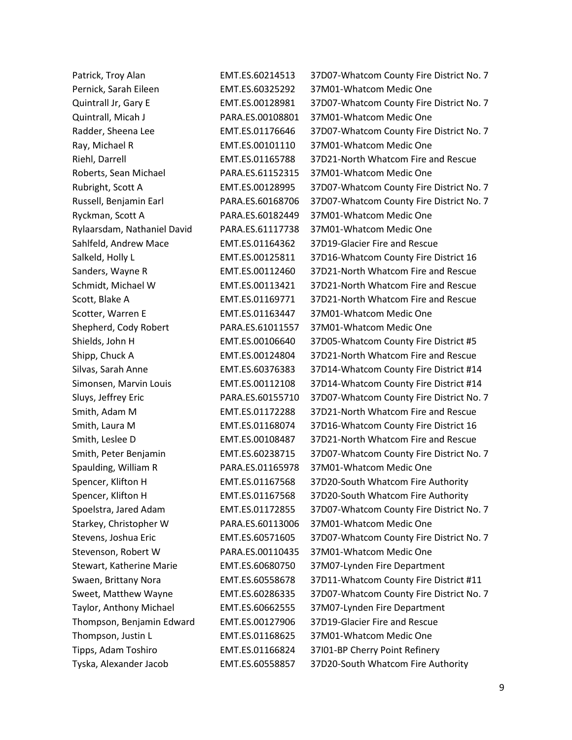| | | |
|---|---|---|
| Patrick, Troy Alan | EMT.ES.60214513 | 37D07-Whatcom County Fire District No. 7 |
| Pernick, Sarah Eileen | EMT.ES.60325292 | 37M01-Whatcom Medic One |
| Quintrall Jr, Gary E | EMT.ES.00128981 | 37D07-Whatcom County Fire District No. 7 |
| Quintrall, Micah J | PARA.ES.00108801 | 37M01-Whatcom Medic One |
| Radder, Sheena Lee | EMT.ES.01176646 | 37D07-Whatcom County Fire District No. 7 |
| Ray, Michael R | EMT.ES.00101110 | 37M01-Whatcom Medic One |
| Riehl, Darrell | EMT.ES.01165788 | 37D21-North Whatcom Fire and Rescue |
| Roberts, Sean Michael | PARA.ES.61152315 | 37M01-Whatcom Medic One |
| Rubright, Scott A | EMT.ES.00128995 | 37D07-Whatcom County Fire District No. 7 |
| Russell, Benjamin Earl | PARA.ES.60168706 | 37D07-Whatcom County Fire District No. 7 |
| Ryckman, Scott A | PARA.ES.60182449 | 37M01-Whatcom Medic One |
| Rylaarsdam, Nathaniel David | PARA.ES.61117738 | 37M01-Whatcom Medic One |
| Sahlfeld, Andrew Mace | EMT.ES.01164362 | 37D19-Glacier Fire and Rescue |
| Salkeld, Holly L | EMT.ES.00125811 | 37D16-Whatcom County Fire District 16 |
| Sanders, Wayne R | EMT.ES.00112460 | 37D21-North Whatcom Fire and Rescue |
| Schmidt, Michael W | EMT.ES.00113421 | 37D21-North Whatcom Fire and Rescue |
| Scott, Blake A | EMT.ES.01169771 | 37D21-North Whatcom Fire and Rescue |
| Scotter, Warren E | EMT.ES.01163447 | 37M01-Whatcom Medic One |
| Shepherd, Cody Robert | PARA.ES.61011557 | 37M01-Whatcom Medic One |
| Shields, John H | EMT.ES.00106640 | 37D05-Whatcom County Fire District #5 |
| Shipp, Chuck A | EMT.ES.00124804 | 37D21-North Whatcom Fire and Rescue |
| Silvas, Sarah Anne | EMT.ES.60376383 | 37D14-Whatcom County Fire District #14 |
| Simonsen, Marvin Louis | EMT.ES.00112108 | 37D14-Whatcom County Fire District #14 |
| Sluys, Jeffrey Eric | PARA.ES.60155710 | 37D07-Whatcom County Fire District No. 7 |
| Smith, Adam M | EMT.ES.01172288 | 37D21-North Whatcom Fire and Rescue |
| Smith, Laura M | EMT.ES.01168074 | 37D16-Whatcom County Fire District 16 |
| Smith, Leslee D | EMT.ES.00108487 | 37D21-North Whatcom Fire and Rescue |
| Smith, Peter Benjamin | EMT.ES.60238715 | 37D07-Whatcom County Fire District No. 7 |
| Spaulding, William R | PARA.ES.01165978 | 37M01-Whatcom Medic One |
| Spencer, Klifton H | EMT.ES.01167568 | 37D20-South Whatcom Fire Authority |
| Spencer, Klifton H | EMT.ES.01167568 | 37D20-South Whatcom Fire Authority |
| Spoelstra, Jared Adam | EMT.ES.01172855 | 37D07-Whatcom County Fire District No. 7 |
| Starkey, Christopher W | PARA.ES.60113006 | 37M01-Whatcom Medic One |
| Stevens, Joshua Eric | EMT.ES.60571605 | 37D07-Whatcom County Fire District No. 7 |
| Stevenson, Robert W | PARA.ES.00110435 | 37M01-Whatcom Medic One |
| Stewart, Katherine Marie | EMT.ES.60680750 | 37M07-Lynden Fire Department |
| Swaen, Brittany Nora | EMT.ES.60558678 | 37D11-Whatcom County Fire District #11 |
| Sweet, Matthew Wayne | EMT.ES.60286335 | 37D07-Whatcom County Fire District No. 7 |
| Taylor, Anthony Michael | EMT.ES.60662555 | 37M07-Lynden Fire Department |
| Thompson, Benjamin Edward | EMT.ES.00127906 | 37D19-Glacier Fire and Rescue |
| Thompson, Justin L | EMT.ES.01168625 | 37M01-Whatcom Medic One |
| Tipps, Adam Toshiro | EMT.ES.01166824 | 37I01-BP Cherry Point Refinery |
| Tyska, Alexander Jacob | EMT.ES.60558857 | 37D20-South Whatcom Fire Authority |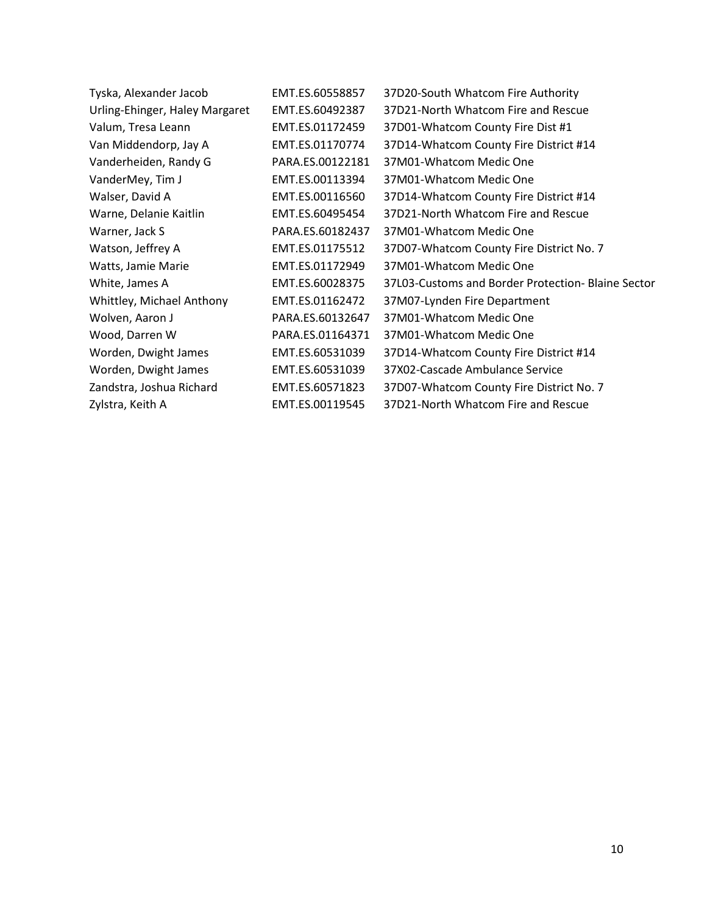| | | |
|---|---|---|
| Tyska, Alexander Jacob | EMT.ES.60558857 | 37D20-South Whatcom Fire Authority |
| Urling-Ehinger, Haley Margaret | EMT.ES.60492387 | 37D21-North Whatcom Fire and Rescue |
| Valum, Tresa Leann | EMT.ES.01172459 | 37D01-Whatcom County Fire Dist #1 |
| Van Middendorp, Jay A | EMT.ES.01170774 | 37D14-Whatcom County Fire District #14 |
| Vanderheiden, Randy G | PARA.ES.00122181 | 37M01-Whatcom Medic One |
| VanderMey, Tim J | EMT.ES.00113394 | 37M01-Whatcom Medic One |
| Walser, David A | EMT.ES.00116560 | 37D14-Whatcom County Fire District #14 |
| Warne, Delanie Kaitlin | EMT.ES.60495454 | 37D21-North Whatcom Fire and Rescue |
| Warner, Jack S | PARA.ES.60182437 | 37M01-Whatcom Medic One |
| Watson, Jeffrey A | EMT.ES.01175512 | 37D07-Whatcom County Fire District No. 7 |
| Watts, Jamie Marie | EMT.ES.01172949 | 37M01-Whatcom Medic One |
| White, James A | EMT.ES.60028375 | 37L03-Customs and Border Protection- Blaine Sector |
| Whittley, Michael Anthony | EMT.ES.01162472 | 37M07-Lynden Fire Department |
| Wolven, Aaron J | PARA.ES.60132647 | 37M01-Whatcom Medic One |
| Wood, Darren W | PARA.ES.01164371 | 37M01-Whatcom Medic One |
| Worden, Dwight James | EMT.ES.60531039 | 37D14-Whatcom County Fire District #14 |
| Worden, Dwight James | EMT.ES.60531039 | 37X02-Cascade Ambulance Service |
| Zandstra, Joshua Richard | EMT.ES.60571823 | 37D07-Whatcom County Fire District No. 7 |
| Zylstra, Keith A | EMT.ES.00119545 | 37D21-North Whatcom Fire and Rescue |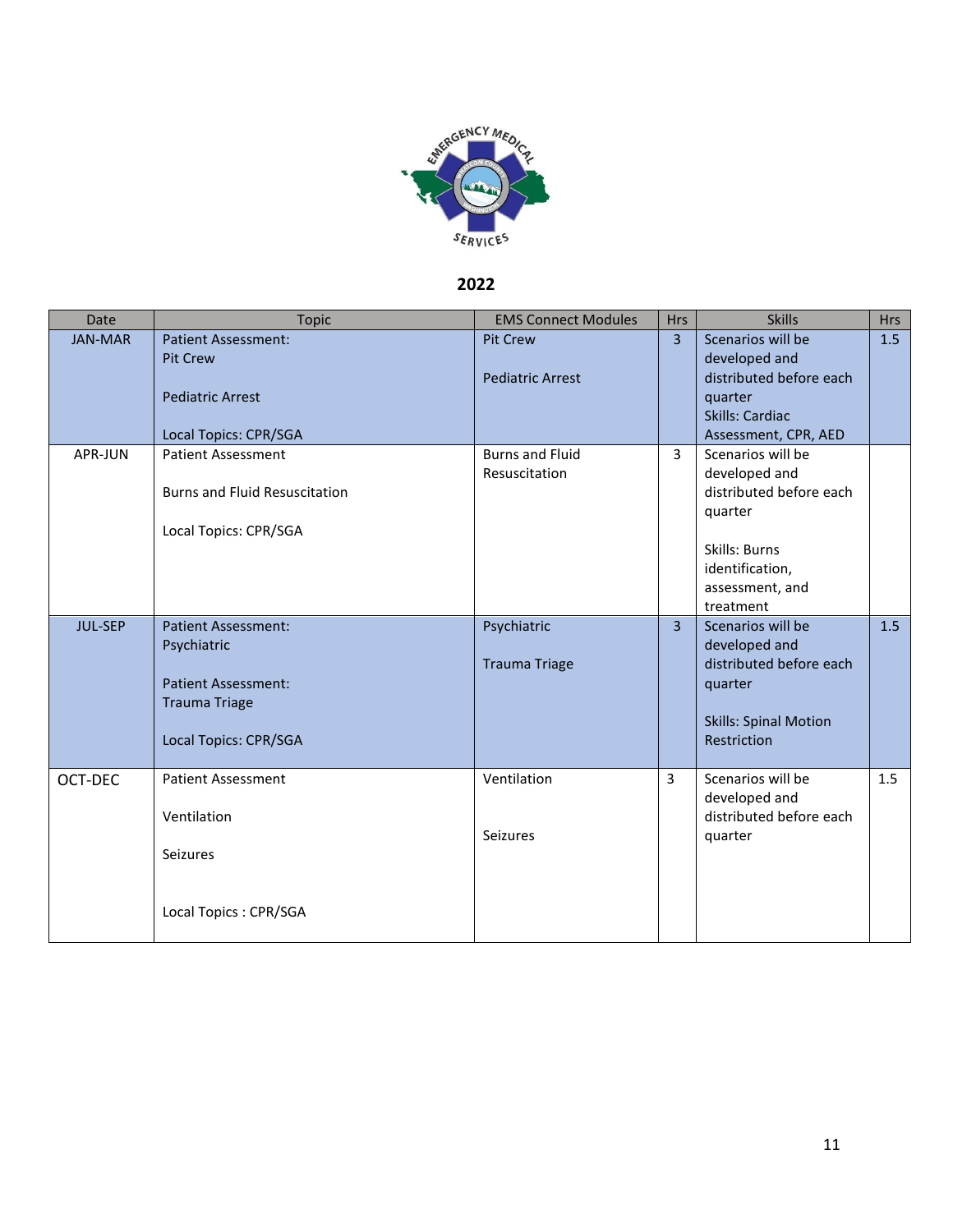**2022**

| Date | Topic | EMS Connect Modules | Hrs | Skills | Hrs |
|---|---|---|---|---|---|
| JAN-MAR | Patient Assessment: Pit Crew<br><br>Pediatric Arrest<br><br>Local Topics: CPR/SGA | Pit Crew<br><br>Pediatric Arrest | 3 | Scenarios will be developed and distributed before each quarter<br>Skills: Cardiac Assessment, CPR, AED | 1.5 |
| APR-JUN | Patient Assessment<br><br>Burns and Fluid Resuscitation<br><br>Local Topics: CPR/SGA | Burns and Fluid Resuscitation | 3 | Scenarios will be developed and distributed before each quarter<br><br>Skills: Burns identification, assessment, and treatment | |
| JUL-SEP | Patient Assessment: Psychiatric<br><br>Patient Assessment: Trauma Triage<br><br>Local Topics: CPR/SGA | Psychiatric<br><br>Trauma Triage | 3 | Scenarios will be developed and distributed before each quarter<br><br>Skills: Spinal Motion Restriction | 1.5 |
| OCT-DEC | Patient Assessment<br><br>Ventilation<br><br>Seizures<br><br>Local Topics : CPR/SGA | Ventilation<br><br>Seizures | 3 | Scenarios will be developed and distributed before each quarter | 1.5 |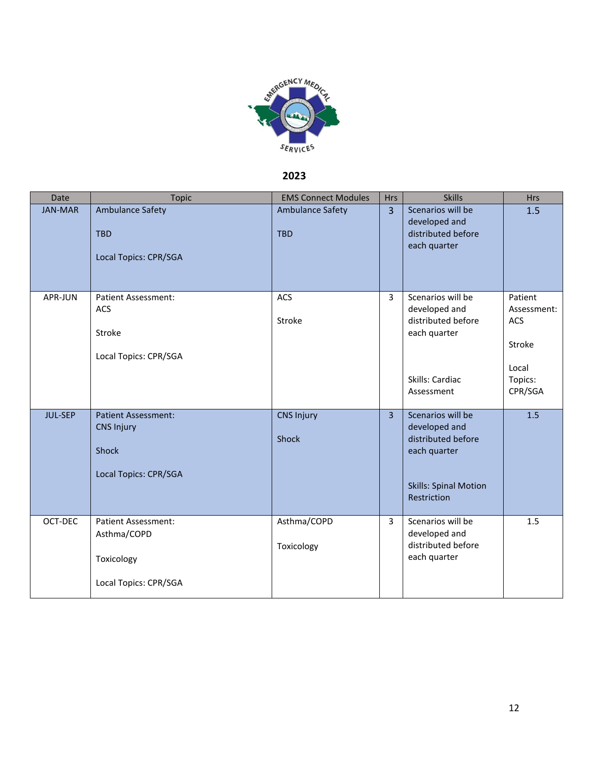**2023**

| Date | Topic | EMS Connect Modules | Hrs | Skills | Hrs |
|---|---|---|---|---|---|
| JAN-MAR | Ambulance Safety<br><br>TBD<br><br>Local Topics: CPR/SGA | Ambulance Safety<br><br>TBD | 3 | Scenarios will be developed and distributed before each quarter | 1.5 |
| APR-JUN | Patient Assessment: ACS<br><br>Stroke<br><br>Local Topics: CPR/SGA | ACS<br><br>Stroke | 3 | Scenarios will be developed and distributed before each quarter<br><br>Skills: Cardiac Assessment | Patient Assessment: ACS<br><br>Stroke<br><br>Local Topics: CPR/SGA |
| JUL-SEP | Patient Assessment: CNS Injury<br><br>Shock<br><br>Local Topics: CPR/SGA | CNS Injury<br><br>Shock | 3 | Scenarios will be developed and distributed before each quarter<br><br>Skills: Spinal Motion Restriction | 1.5 |
| OCT-DEC | Patient Assessment: Asthma/COPD<br><br>Toxicology<br><br>Local Topics: CPR/SGA | Asthma/COPD<br><br>Toxicology | 3 | Scenarios will be developed and distributed before each quarter | 1.5 |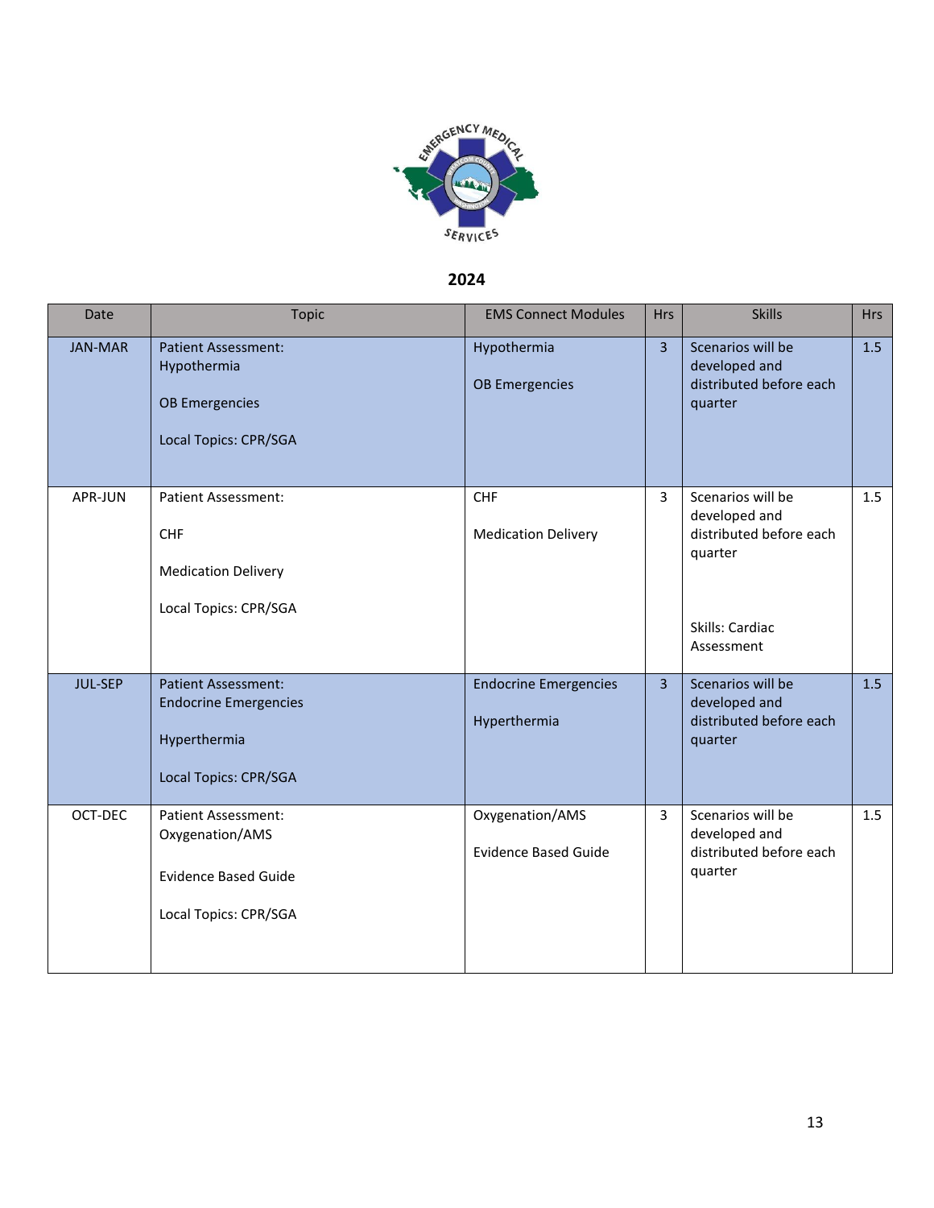**2024**

| Date | Topic | EMS Connect Modules | Hrs | Skills | Hrs |
|---|---|---|---|---|---|
| JAN-MAR | Patient Assessment: Hypothermia<br><br>OB Emergencies<br><br>Local Topics: CPR/SGA | Hypothermia<br><br>OB Emergencies | 3 | Scenarios will be developed and distributed before each quarter | 1.5 |
| APR-JUN | Patient Assessment:<br><br>CHF<br><br>Medication Delivery<br><br>Local Topics: CPR/SGA | CHF<br><br>Medication Delivery | 3 | Scenarios will be developed and distributed before each quarter<br><br>Skills: Cardiac Assessment | 1.5 |
| JUL-SEP | Patient Assessment: Endocrine Emergencies<br><br>Hyperthermia<br><br>Local Topics: CPR/SGA | Endocrine Emergencies<br><br>Hyperthermia | 3 | Scenarios will be developed and distributed before each quarter | 1.5 |
| OCT-DEC | Patient Assessment: Oxygenation/AMS<br><br>Evidence Based Guide<br><br>Local Topics: CPR/SGA | Oxygenation/AMS<br><br>Evidence Based Guide | 3 | Scenarios will be developed and distributed before each quarter | 1.5 |